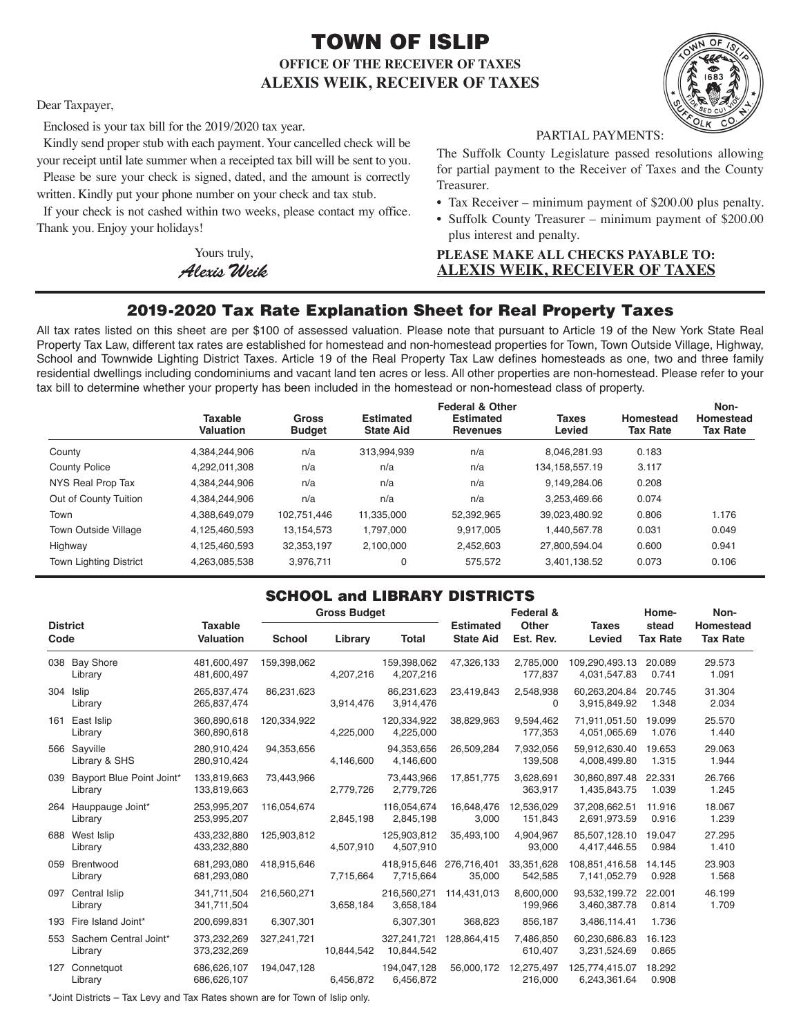# TOWN OF ISLIP

**OFFICE OF THE RECEIVER OF TAXES**
**ALEXIS WEIK, RECEIVER OF TAXES**

Dear Taxpayer,

Enclosed is your tax bill for the 2019/2020 tax year.

Kindly send proper stub with each payment. Your cancelled check will be your receipt until late summer when a receipted tax bill will be sent to you.

Please be sure your check is signed, dated, and the amount is correctly written. Kindly put your phone number on your check and tax stub.

If your check is not cashed within two weeks, please contact my office. Thank you. Enjoy your holidays!

Yours truly,
*Alexis Weik*

PARTIAL PAYMENTS:

The Suffolk County Legislature passed resolutions allowing for partial payment to the Receiver of Taxes and the County Treasurer.

- Tax Receiver – minimum payment of $200.00 plus penalty.
- Suffolk County Treasurer – minimum payment of $200.00 plus interest and penalty.

**PLEASE MAKE ALL CHECKS PAYABLE TO:**
**ALEXIS WEIK, RECEIVER OF TAXES**

## 2019-2020 Tax Rate Explanation Sheet for Real Property Taxes

All tax rates listed on this sheet are per $100 of assessed valuation. Please note that pursuant to Article 19 of the New York State Real Property Tax Law, different tax rates are established for homestead and non-homestead properties for Town, Town Outside Village, Highway, School and Townwide Lighting District Taxes. Article 19 of the Real Property Tax Law defines homesteads as one, two and three family residential dwellings including condominiums and vacant land ten acres or less. All other properties are non-homestead. Please refer to your tax bill to determine whether your property has been included in the homestead or non-homestead class of property.

| | Taxable Valuation | Gross Budget | Estimated State Aid | Federal & Other Estimated Revenues | Taxes Levied | Homestead Tax Rate | Non-Homestead Tax Rate |
|---|---|---|---|---|---|---|---|
| County | 4,384,244,906 | n/a | 313,994,939 | n/a | 8,046,281.93 | 0.183 | |
| County Police | 4,292,011,308 | n/a | n/a | n/a | 134,158,557.19 | 3.117 | |
| NYS Real Prop Tax | 4,384,244,906 | n/a | n/a | n/a | 9,149,284.06 | 0.208 | |
| Out of County Tuition | 4,384,244,906 | n/a | n/a | n/a | 3,253,469.66 | 0.074 | |
| Town | 4,388,649,079 | 102,751,446 | 11,335,000 | 52,392,965 | 39,023,480.92 | 0.806 | 1.176 |
| Town Outside Village | 4,125,460,593 | 13,154,573 | 1,797,000 | 9,917,005 | 1,440,567.78 | 0.031 | 0.049 |
| Highway | 4,125,460,593 | 32,353,197 | 2,100,000 | 2,452,603 | 27,800,594.04 | 0.600 | 0.941 |
| Town Lighting District | 4,263,085,538 | 3,976,711 | 0 | 575,572 | 3,401,138.52 | 0.073 | 0.106 |

## SCHOOL and LIBRARY DISTRICTS

| District Code | | Taxable Valuation | Gross Budget: School | Gross Budget: Library | Gross Budget: Total | Estimated State Aid | Federal & Other Est. Rev. | Taxes Levied | Homestead Tax Rate | Non-Homestead Tax Rate |
|---|---|---|---|---|---|---|---|---|---|---|
| 038 | Bay Shore | 481,600,497 | 159,398,062 | | 159,398,062 | 47,326,133 | 2,785,000 | 109,290,493.13 | 20.089 | 29.573 |
| | Library | 481,600,497 | | 4,207,216 | 4,207,216 | | 177,837 | 4,031,547.83 | 0.741 | 1.091 |
| 304 | Islip | 265,837,474 | 86,231,623 | | 86,231,623 | 23,419,843 | 2,548,938 | 60,263,204.84 | 20.745 | 31.304 |
| | Library | 265,837,474 | | 3,914,476 | 3,914,476 | | 0 | 3,915,849.92 | 1.348 | 2.034 |
| 161 | East Islip | 360,890,618 | 120,334,922 | | 120,334,922 | 38,829,963 | 9,594,462 | 71,911,051.50 | 19.099 | 25.570 |
| | Library | 360,890,618 | | 4,225,000 | 4,225,000 | | 177,353 | 4,051,065.69 | 1.076 | 1.440 |
| 566 | Sayville | 280,910,424 | 94,353,656 | | 94,353,656 | 26,509,284 | 7,932,056 | 59,912,630.40 | 19.653 | 29.063 |
| | Library & SHS | 280,910,424 | | 4,146,600 | 4,146,600 | | 139,508 | 4,008,499.80 | 1.315 | 1.944 |
| 039 | Bayport Blue Point Joint* | 133,819,663 | 73,443,966 | | 73,443,966 | 17,851,775 | 3,628,691 | 30,860,897.48 | 22.331 | 26.766 |
| | Library | 133,819,663 | | 2,779,726 | 2,779,726 | | 363,917 | 1,435,843.75 | 1.039 | 1.245 |
| 264 | Hauppauge Joint* | 253,995,207 | 116,054,674 | | 116,054,674 | 16,648,476 | 12,536,029 | 37,208,662.51 | 11.916 | 18.067 |
| | Library | 253,995,207 | | 2,845,198 | 2,845,198 | 3,000 | 151,843 | 2,691,973.59 | 0.916 | 1.239 |
| 688 | West Islip | 433,232,880 | 125,903,812 | | 125,903,812 | 35,493,100 | 4,904,967 | 85,507,128.10 | 19.047 | 27.295 |
| | Library | 433,232,880 | | 4,507,910 | 4,507,910 | | 93,000 | 4,417,446.55 | 0.984 | 1.410 |
| 059 | Brentwood | 681,293,080 | 418,915,646 | | 418,915,646 | 276,716,401 | 33,351,628 | 108,851,416.58 | 14.145 | 23.903 |
| | Library | 681,293,080 | | 7,715,664 | 7,715,664 | 35,000 | 542,585 | 7,141,052.79 | 0.928 | 1.568 |
| 097 | Central Islip | 341,711,504 | 216,560,271 | | 216,560,271 | 114,431,013 | 8,600,000 | 93,532,199.72 | 22.001 | 46.199 |
| | Library | 341,711,504 | | 3,658,184 | 3,658,184 | | 199,966 | 3,460,387.78 | 0.814 | 1.709 |
| 193 | Fire Island Joint* | 200,699,831 | 6,307,301 | | 6,307,301 | 368,823 | 856,187 | 3,486,114.41 | 1.736 | |
| 553 | Sachem Central Joint* | 373,232,269 | 327,241,721 | | 327,241,721 | 128,864,415 | 7,486,850 | 60,230,686.83 | 16.123 | |
| | Library | 373,232,269 | | 10,844,542 | 10,844,542 | | 610,407 | 3,231,524.69 | 0.865 | |
| 127 | Connetquot | 686,626,107 | 194,047,128 | | 194,047,128 | 56,000,172 | 12,275,497 | 125,774,415.07 | 18.292 | |
| | Library | 686,626,107 | | 6,456,872 | 6,456,872 | | 216,000 | 6,243,361.64 | 0.908 | |

*Joint Districts – Tax Levy and Tax Rates shown are for Town of Islip only.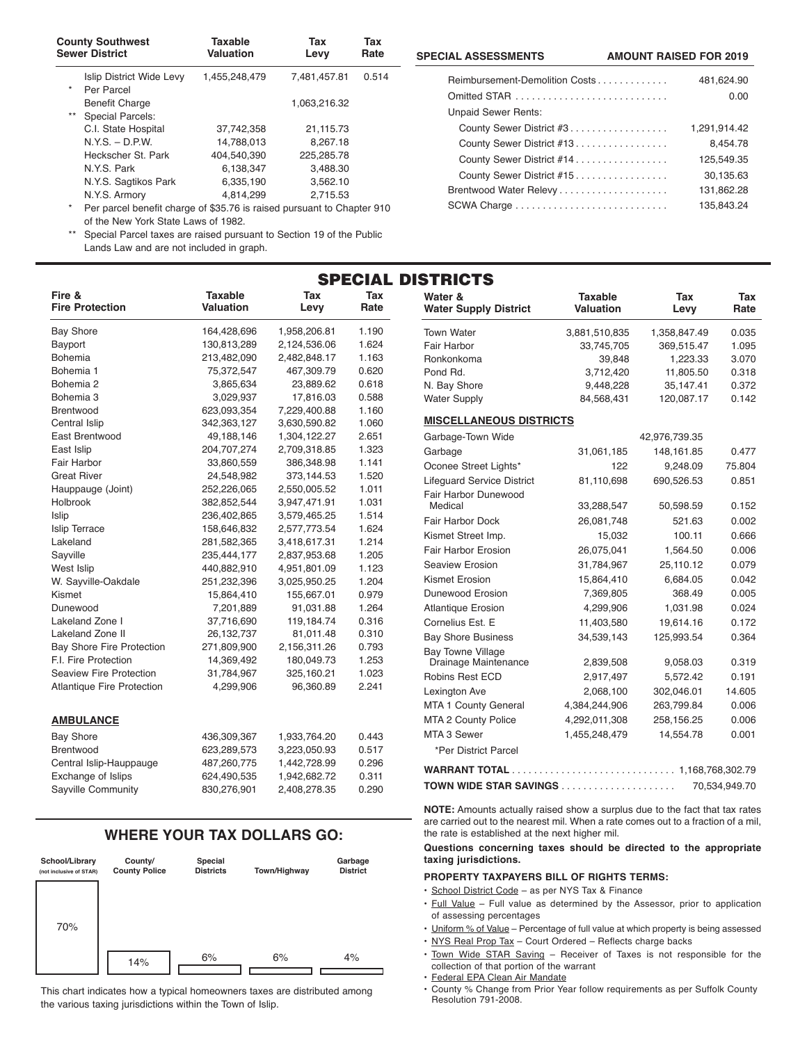| County Southwest Sewer District | Taxable Valuation | Tax Levy | Tax Rate |
|---|---|---|---|
| Islip District Wide Levy | 1,455,248,479 | 7,481,457.81 | 0.514 |
| * Per Parcel Benefit Charge | | 1,063,216.32 | |
| ** Special Parcels: | | | |
| C.I. State Hospital | 37,742,358 | 21,115.73 | |
| N.Y.S. – D.P.W. | 14,788,013 | 8,267.18 | |
| Heckscher St. Park | 404,540,390 | 225,285.78 | |
| N.Y.S. Park | 6,138,347 | 3,488.30 | |
| N.Y.S. Sagtikos Park | 6,335,190 | 3,562.10 | |
| N.Y.S. Armory | 4,814,299 | 2,715.53 | |

\* Per parcel benefit charge of $35.76 is raised pursuant to Chapter 910 of the New York State Laws of 1982.

\*\* Special Parcel taxes are raised pursuant to Section 19 of the Public Lands Law and are not included in graph.

| SPECIAL ASSESSMENTS | AMOUNT RAISED FOR 2019 |
|---|---|
| Reimbursement-Demolition Costs | 481,624.90 |
| Omitted STAR | 0.00 |
| Unpaid Sewer Rents: | |
| County Sewer District #3 | 1,291,914.42 |
| County Sewer District #13 | 8,454.78 |
| County Sewer District #14 | 125,549.35 |
| County Sewer District #15 | 30,135.63 |
| Brentwood Water Relevy | 131,862.28 |
| SCWA Charge | 135,843.24 |

# SPECIAL DISTRICTS

| Fire & Fire Protection | Taxable Valuation | Tax Levy | Tax Rate |
|---|---|---|---|
| Bay Shore | 164,428,696 | 1,958,206.81 | 1.190 |
| Bayport | 130,813,289 | 2,124,536.06 | 1.624 |
| Bohemia | 213,482,090 | 2,482,848.17 | 1.163 |
| Bohemia 1 | 75,372,547 | 467,309.79 | 0.620 |
| Bohemia 2 | 3,865,634 | 23,889.62 | 0.618 |
| Bohemia 3 | 3,029,937 | 17,816.03 | 0.588 |
| Brentwood | 623,093,354 | 7,229,400.88 | 1.160 |
| Central Islip | 342,363,127 | 3,630,590.82 | 1.060 |
| East Brentwood | 49,188,146 | 1,304,122.27 | 2.651 |
| East Islip | 204,707,274 | 2,709,318.85 | 1.323 |
| Fair Harbor | 33,860,559 | 386,348.98 | 1.141 |
| Great River | 24,548,982 | 373,144.53 | 1.520 |
| Hauppauge (Joint) | 252,226,065 | 2,550,005.52 | 1.011 |
| Holbrook | 382,852,544 | 3,947,471.91 | 1.031 |
| Islip | 236,402,865 | 3,579,465.25 | 1.514 |
| Islip Terrace | 158,646,832 | 2,577,773.54 | 1.624 |
| Lakeland | 281,582,365 | 3,418,617.31 | 1.214 |
| Sayville | 235,444,177 | 2,837,953.68 | 1.205 |
| West Islip | 440,882,910 | 4,951,801.09 | 1.123 |
| W. Sayville-Oakdale | 251,232,396 | 3,025,950.25 | 1.204 |
| Kismet | 15,864,410 | 155,667.01 | 0.979 |
| Dunewood | 7,201,889 | 91,031.88 | 1.264 |
| Lakeland Zone I | 37,716,690 | 119,184.74 | 0.316 |
| Lakeland Zone II | 26,132,737 | 81,011.48 | 0.310 |
| Bay Shore Fire Protection | 271,809,900 | 2,156,311.26 | 0.793 |
| F.I. Fire Protection | 14,369,492 | 180,049.73 | 1.253 |
| Seaview Fire Protection | 31,784,967 | 325,160.21 | 1.023 |
| Atlantique Fire Protection | 4,299,906 | 96,360.89 | 2.241 |

## AMBULANCE

| | | | |
|---|---|---|---|
| Bay Shore | 436,309,367 | 1,933,764.20 | 0.443 |
| Brentwood | 623,289,573 | 3,223,050.93 | 0.517 |
| Central Islip-Hauppauge | 487,260,775 | 1,442,728.99 | 0.296 |
| Exchange of Islips | 624,490,535 | 1,942,682.72 | 0.311 |
| Sayville Community | 830,276,901 | 2,408,278.35 | 0.290 |

## WHERE YOUR TAX DOLLARS GO:

School/Library (not inclusive of STAR) 70%
County/County Police 14%
Special Districts 6%
Town/Highway 6%
Garbage District 4%

This chart indicates how a typical homeowners taxes are distributed among the various taxing jurisdictions within the Town of Islip.

| Water & Water Supply District | Taxable Valuation | Tax Levy | Tax Rate |
|---|---|---|---|
| Town Water | 3,881,510,835 | 1,358,847.49 | 0.035 |
| Fair Harbor | 33,745,705 | 369,515.47 | 1.095 |
| Ronkonkoma | 39,848 | 1,223.33 | 3.070 |
| Pond Rd. | 3,712,420 | 11,805.50 | 0.318 |
| N. Bay Shore | 9,448,228 | 35,147.41 | 0.372 |
| Water Supply | 84,568,431 | 120,087.17 | 0.142 |

## MISCELLANEOUS DISTRICTS

| | | | |
|---|---|---|---|
| Garbage-Town Wide | | 42,976,739.35 | |
| Garbage | 31,061,185 | 148,161.85 | 0.477 |
| Oconee Street Lights* | 122 | 9,248.09 | 75.804 |
| Lifeguard Service District | 81,110,698 | 690,526.53 | 0.851 |
| Fair Harbor Dunewood Medical | 33,288,547 | 50,598.59 | 0.152 |
| Fair Harbor Dock | 26,081,748 | 521.63 | 0.002 |
| Kismet Street Imp. | 15,032 | 100.11 | 0.666 |
| Fair Harbor Erosion | 26,075,041 | 1,564.50 | 0.006 |
| Seaview Erosion | 31,784,967 | 25,110.12 | 0.079 |
| Kismet Erosion | 15,864,410 | 6,684.05 | 0.042 |
| Dunewood Erosion | 7,369,805 | 368.49 | 0.005 |
| Atlantique Erosion | 4,299,906 | 1,031.98 | 0.024 |
| Cornelius Est. E | 11,403,580 | 19,614.16 | 0.172 |
| Bay Shore Business | 34,539,143 | 125,993.54 | 0.364 |
| Bay Towne Village Drainage Maintenance | 2,839,508 | 9,058.03 | 0.319 |
| Robins Rest ECD | 2,917,497 | 5,572.42 | 0.191 |
| Lexington Ave | 2,068,100 | 302,046.01 | 14.605 |
| MTA 1 County General | 4,384,244,906 | 263,799.84 | 0.006 |
| MTA 2 County Police | 4,292,011,308 | 258,156.25 | 0.006 |
| MTA 3 Sewer | 1,455,248,479 | 14,554.78 | 0.001 |

\*Per District Parcel

**WARRANT TOTAL** ............................. 1,168,768,302.79

**TOWN WIDE STAR SAVINGS** ..................... 70,534,949.70

**NOTE:** Amounts actually raised show a surplus due to the fact that tax rates are carried out to the nearest mil. When a rate comes out to a fraction of a mil, the rate is established at the next higher mil.

**Questions concerning taxes should be directed to the appropriate taxing jurisdictions.**

### PROPERTY TAXPAYERS BILL OF RIGHTS TERMS:

- School District Code – as per NYS Tax & Finance
- Full Value – Full value as determined by the Assessor, prior to application of assessing percentages
- Uniform % of Value – Percentage of full value at which property is being assessed
- NYS Real Prop Tax – Court Ordered – Reflects charge backs
- Town Wide STAR Saving – Receiver of Taxes is not responsible for the collection of that portion of the warrant
- Federal EPA Clean Air Mandate
- County % Change from Prior Year follow requirements as per Suffolk County Resolution 791-2008.